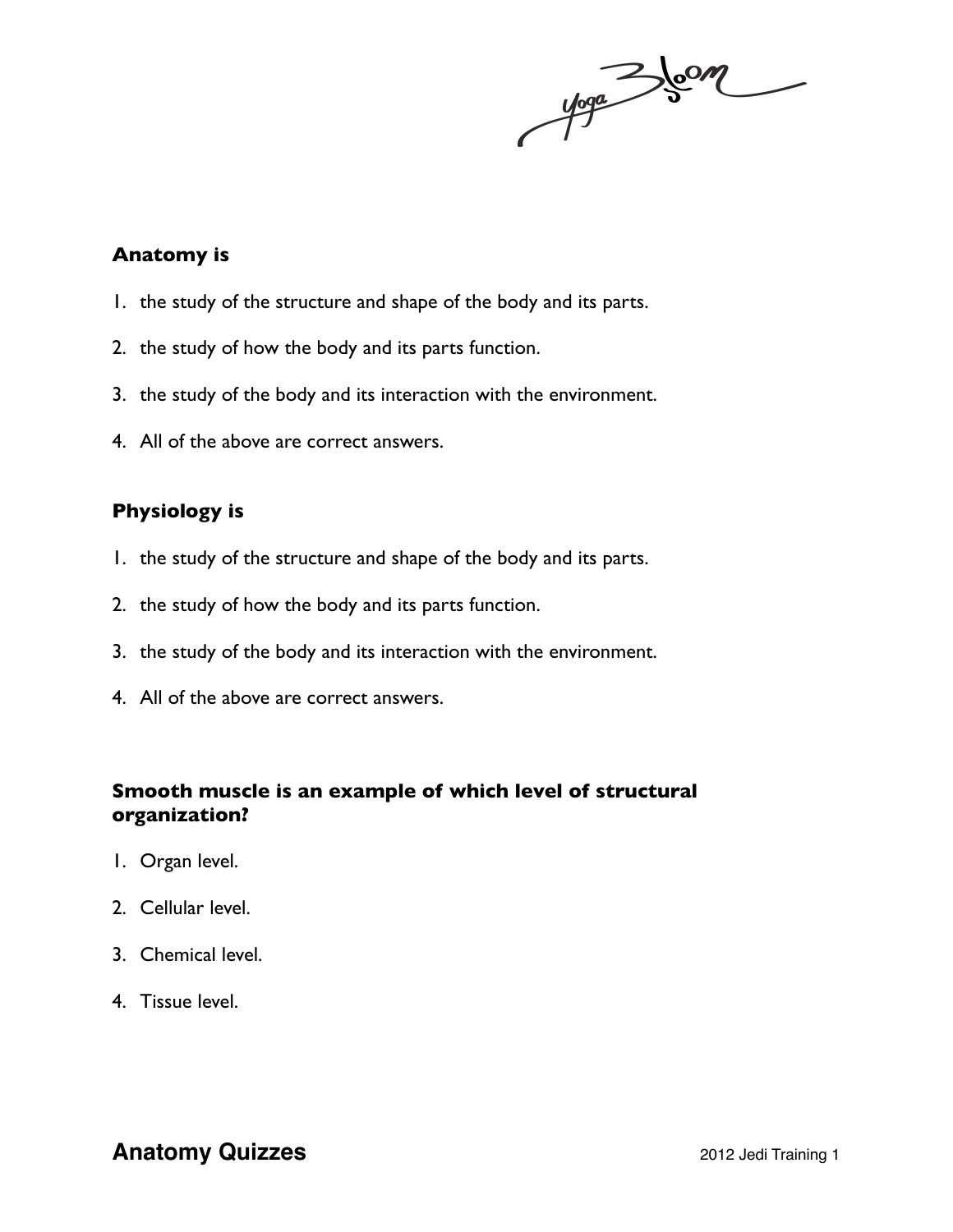**Anatomy is**

1. the study of the structure and shape of the body and its parts.
2. the study of how the body and its parts function.
3. the study of the body and its interaction with the environment.
4. All of the above are correct answers.

**Physiology is**

1. the study of the structure and shape of the body and its parts.
2. the study of how the body and its parts function.
3. the study of the body and its interaction with the environment.
4. All of the above are correct answers.

**Smooth muscle is an example of which level of structural organization?**

1. Organ level.
2. Cellular level.
3. Chemical level.
4. Tissue level.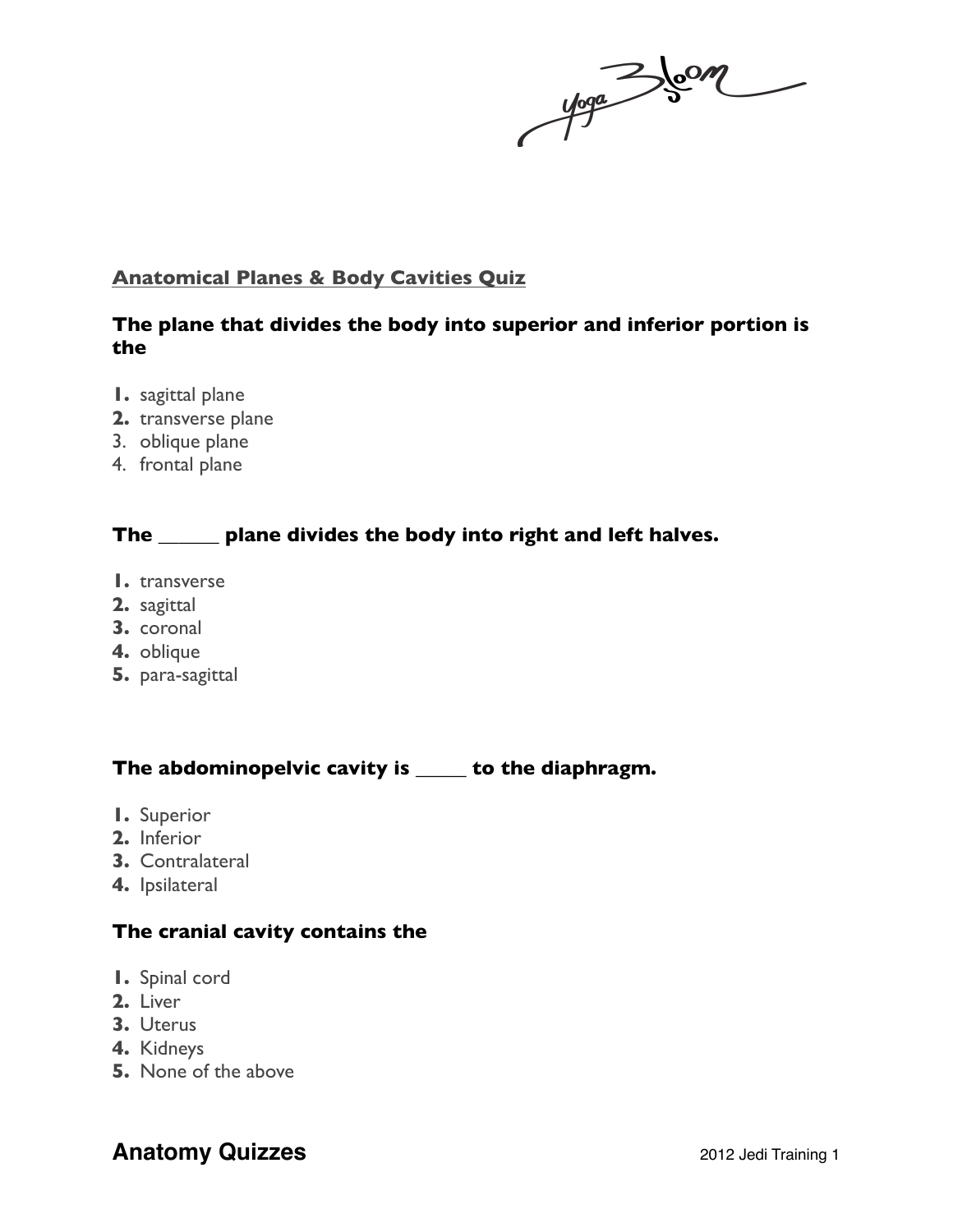## Anatomical Planes & Body Cavities Quiz

### The plane that divides the body into superior and inferior portion is the

1. sagittal plane
2. transverse plane
3. oblique plane
4. frontal plane

### The ______ plane divides the body into right and left halves.

1. transverse
2. sagittal
3. coronal
4. oblique
5. para-sagittal

### The abdominopelvic cavity is _____ to the diaphragm.

1. Superior
2. Inferior
3. Contralateral
4. Ipsilateral

### The cranial cavity contains the

1. Spinal cord
2. Liver
3. Uterus
4. Kidneys
5. None of the above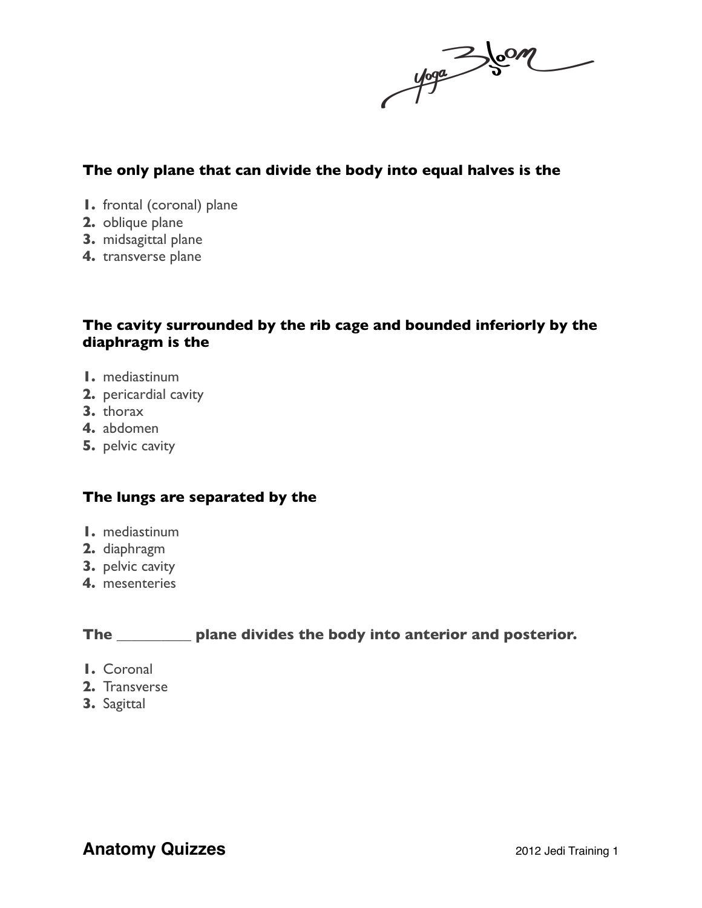**The only plane that can divide the body into equal halves is the**

1. frontal (coronal) plane
2. oblique plane
3. midsagittal plane
4. transverse plane

**The cavity surrounded by the rib cage and bounded inferiorly by the diaphragm is the**

1. mediastinum
2. pericardial cavity
3. thorax
4. abdomen
5. pelvic cavity

**The lungs are separated by the**

1. mediastinum
2. diaphragm
3. pelvic cavity
4. mesenteries

**The _________ plane divides the body into anterior and posterior.**

1. Coronal
2. Transverse
3. Sagittal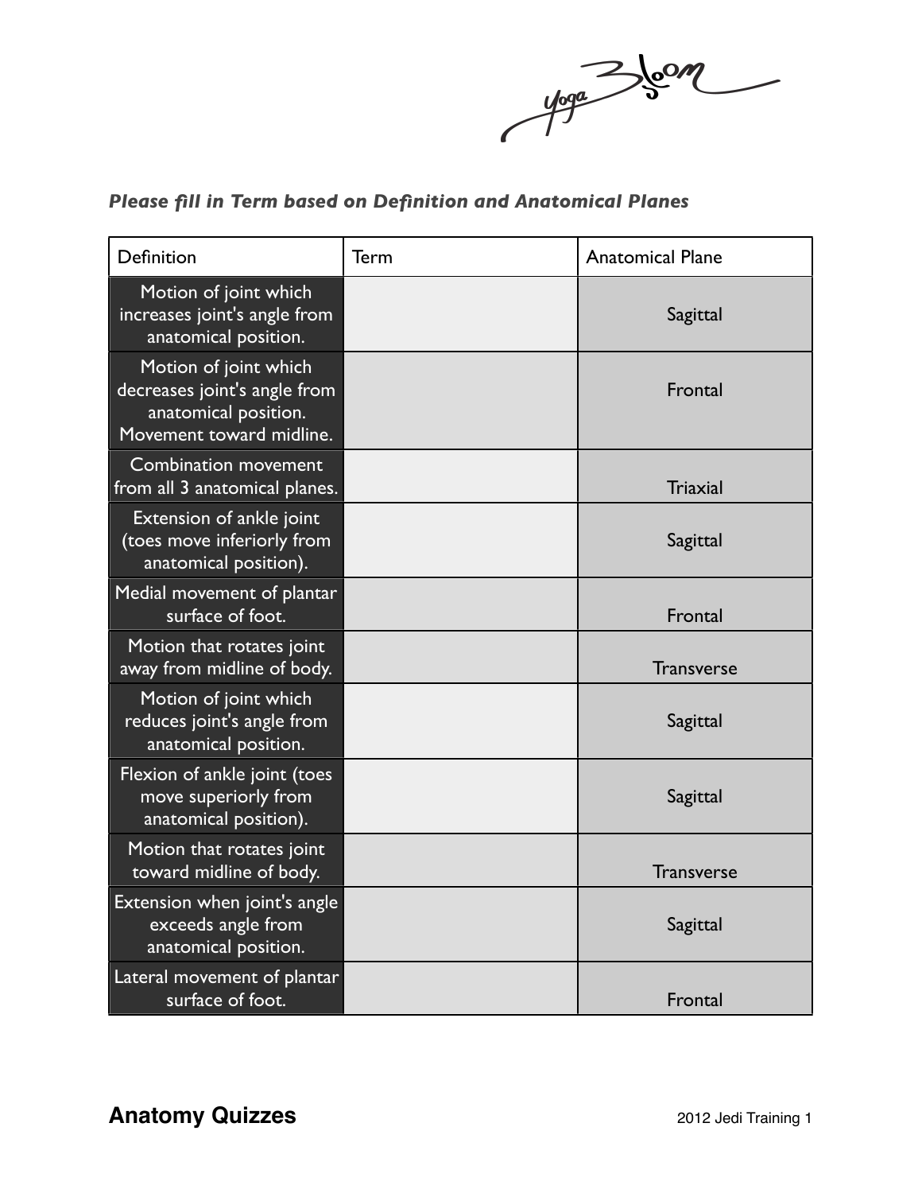*Please fill in Term based on Definition and Anatomical Planes*

| Definition | Term | Anatomical Plane |
|---|---|---|
| Motion of joint which increases joint's angle from anatomical position. | | Sagittal |
| Motion of joint which decreases joint's angle from anatomical position. Movement toward midline. | | Frontal |
| Combination movement from all 3 anatomical planes. | | Triaxial |
| Extension of ankle joint (toes move inferiorly from anatomical position). | | Sagittal |
| Medial movement of plantar surface of foot. | | Frontal |
| Motion that rotates joint away from midline of body. | | Transverse |
| Motion of joint which reduces joint's angle from anatomical position. | | Sagittal |
| Flexion of ankle joint (toes move superiorly from anatomical position). | | Sagittal |
| Motion that rotates joint toward midline of body. | | Transverse |
| Extension when joint's angle exceeds angle from anatomical position. | | Sagittal |
| Lateral movement of plantar surface of foot. | | Frontal |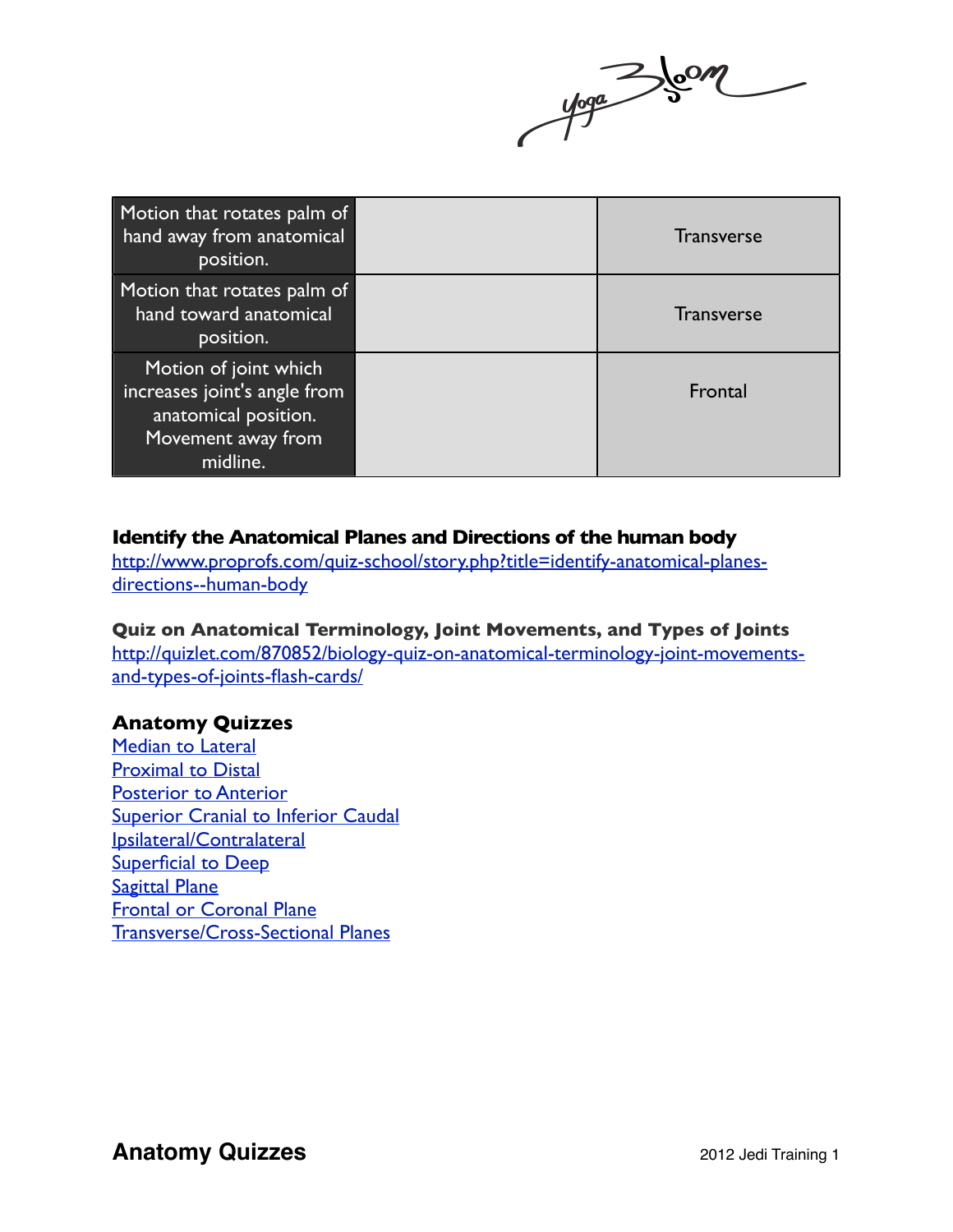| | | |
|---|---|---|
| Motion that rotates palm of hand away from anatomical position. | | Transverse |
| Motion that rotates palm of hand toward anatomical position. | | Transverse |
| Motion of joint which increases joint's angle from anatomical position. Movement away from midline. | | Frontal |

**Identify the Anatomical Planes and Directions of the human body**
[http://www.proprofs.com/quiz-school/story.php?title=identify-anatomical-planes-directions--human-body](http://www.proprofs.com/quiz-school/story.php?title=identify-anatomical-planes-directions--human-body)

**Quiz on Anatomical Terminology, Joint Movements, and Types of Joints**
[http://quizlet.com/870852/biology-quiz-on-anatomical-terminology-joint-movements-and-types-of-joints-flash-cards/](http://quizlet.com/870852/biology-quiz-on-anatomical-terminology-joint-movements-and-types-of-joints-flash-cards/)

**Anatomy Quizzes**
Median to Lateral
Proximal to Distal
Posterior to Anterior
Superior Cranial to Inferior Caudal
Ipsilateral/Contralateral
Superficial to Deep
Sagittal Plane
Frontal or Coronal Plane
Transverse/Cross-Sectional Planes